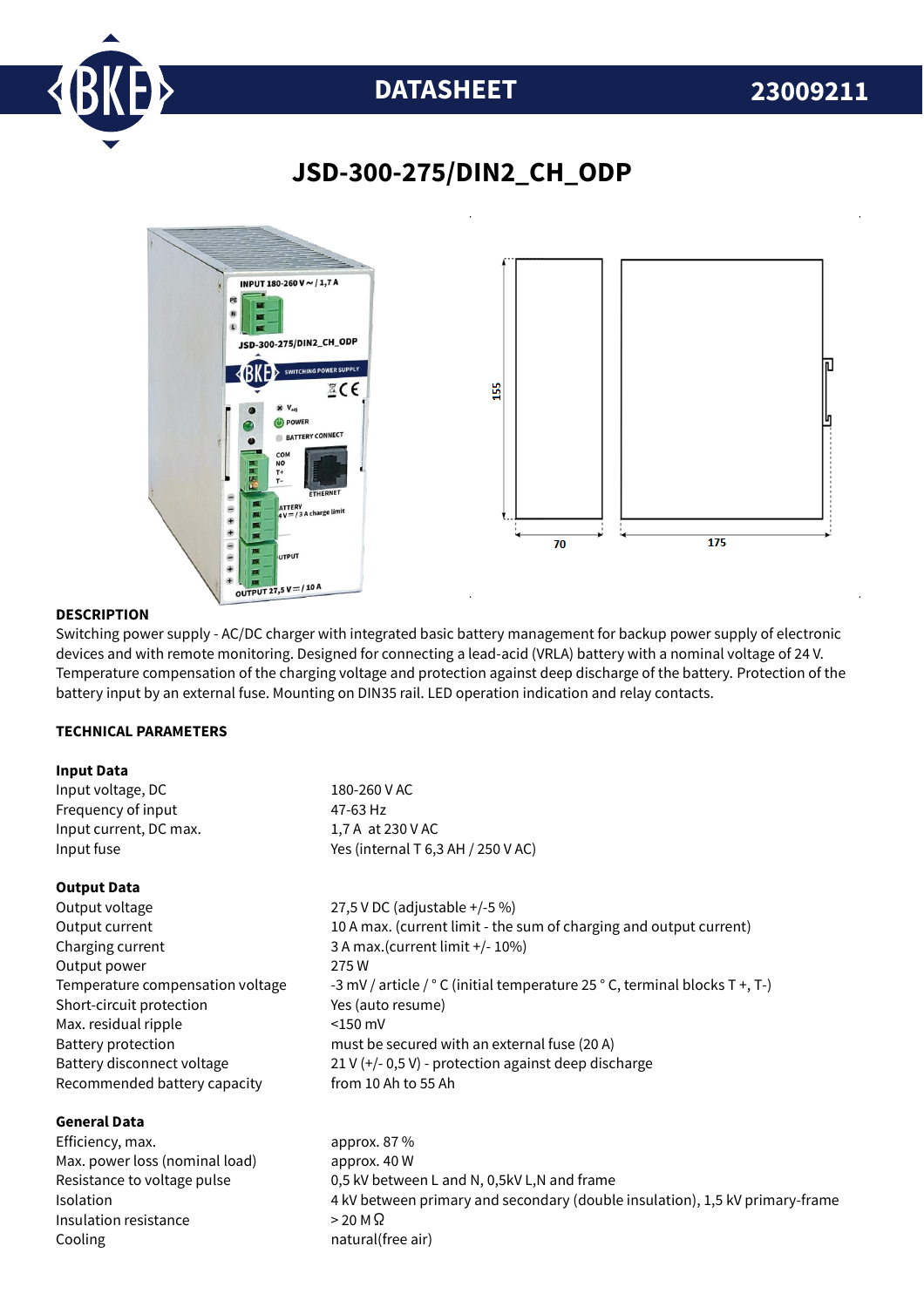# DATASHEET 23009211

## JSD-300-275/DIN2_CH_ODP

### DESCRIPTION

Switching power supply - AC/DC charger with integrated basic battery management for backup power supply of electronic devices and with remote monitoring. Designed for connecting a lead-acid (VRLA) battery with a nominal voltage of 24 V. Temperature compensation of the charging voltage and protection against deep discharge of the battery. Protection of the battery input by an external fuse. Mounting on DIN35 rail. LED operation indication and relay contacts.

### TECHNICAL PARAMETERS

**Input Data**

| | |
|---|---|
| Input voltage, DC | 180-260 V AC |
| Frequency of input | 47-63 Hz |
| Input current, DC max. | 1,7 A at 230 V AC |
| Input fuse | Yes (internal T 6,3 AH / 250 V AC) |

**Output Data**

| | |
|---|---|
| Output voltage | 27,5 V DC (adjustable +/-5 %) |
| Output current | 10 A max. (current limit - the sum of charging and output current) |
| Charging current | 3 A max.(current limit +/- 10%) |
| Output power | 275 W |
| Temperature compensation voltage | -3 mV / article / ° C (initial temperature 25 ° C, terminal blocks T +, T-) |
| Short-circuit protection | Yes (auto resume) |
| Max. residual ripple | <150 mV |
| Battery protection | must be secured with an external fuse (20 A) |
| Battery disconnect voltage | 21 V (+/- 0,5 V) - protection against deep discharge |
| Recommended battery capacity | from 10 Ah to 55 Ah |

**General Data**

| | |
|---|---|
| Efficiency, max. | approx. 87 % |
| Max. power loss (nominal load) | approx. 40 W |
| Resistance to voltage pulse | 0,5 kV between L and N, 0,5kV L,N and frame |
| Isolation | 4 kV between primary and secondary (double insulation), 1,5 kV primary-frame |
| Insulation resistance | > 20 MΩ |
| Cooling | natural(free air) |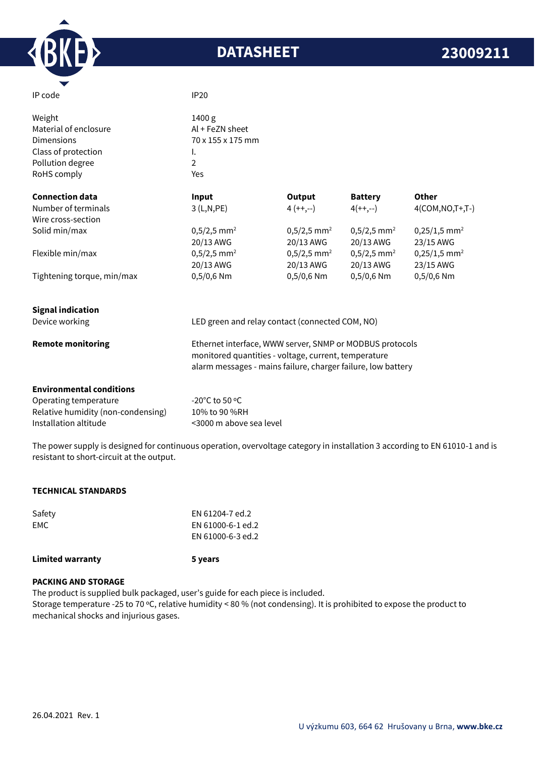| | |
|---|---|
| IP code | IP20 |
| Weight | 1400 g |
| Material of enclosure | Al + FeZN sheet |
| Dimensions | 70 x 155 x 175 mm |
| Class of protection | I. |
| Pollution degree | 2 |
| RoHS comply | Yes |

| **Connection data** | **Input** | **Output** | **Battery** | **Other** |
|---|---|---|---|---|
| Number of terminals | 3 (L,N,PE) | 4 (++,--) | 4(++,--) | 4(COM,NO,T+,T-) |
| Wire cross-section | | | | |
| Solid min/max | 0,5/2,5 mm$^2$<br>20/13 AWG | 0,5/2,5 mm$^2$<br>20/13 AWG | 0,5/2,5 mm$^2$<br>20/13 AWG | 0,25/1,5 mm$^2$<br>23/15 AWG |
| Flexible min/max | 0,5/2,5 mm$^2$<br>20/13 AWG | 0,5/2,5 mm$^2$<br>20/13 AWG | 0,5/2,5 mm$^2$<br>20/13 AWG | 0,25/1,5 mm$^2$<br>23/15 AWG |
| Tightening torque, min/max | 0,5/0,6 Nm | 0,5/0,6 Nm | 0,5/0,6 Nm | 0,5/0,6 Nm |

**Signal indication**

| | |
|---|---|
| Device working | LED green and relay contact (connected COM, NO) |

**Remote monitoring**

Ethernet interface, WWW server, SNMP or MODBUS protocols
monitored quantities - voltage, current, temperature
alarm messages - mains failure, charger failure, low battery

**Environmental conditions**

| | |
|---|---|
| Operating temperature | -20°C to 50 °C |
| Relative humidity (non-condensing) | 10% to 90 %RH |
| Installation altitude | <3000 m above sea level |

The power supply is designed for continuous operation, overvoltage category in installation 3 according to EN 61010-1 and is resistant to short-circuit at the output.

## TECHNICAL STANDARDS

| | |
|---|---|
| Safety | EN 61204-7 ed.2 |
| EMC | EN 61000-6-1 ed.2<br>EN 61000-6-3 ed.2 |

**Limited warranty** **5 years**

## PACKING AND STORAGE

The product is supplied bulk packaged, user's guide for each piece is included.
Storage temperature -25 to 70 °C, relative humidity < 80 % (not condensing). It is prohibited to expose the product to mechanical shocks and injurious gases.

26.04.2021 Rev. 1

U výzkumu 603, 664 62 Hrušovany u Brna, **www.bke.cz**